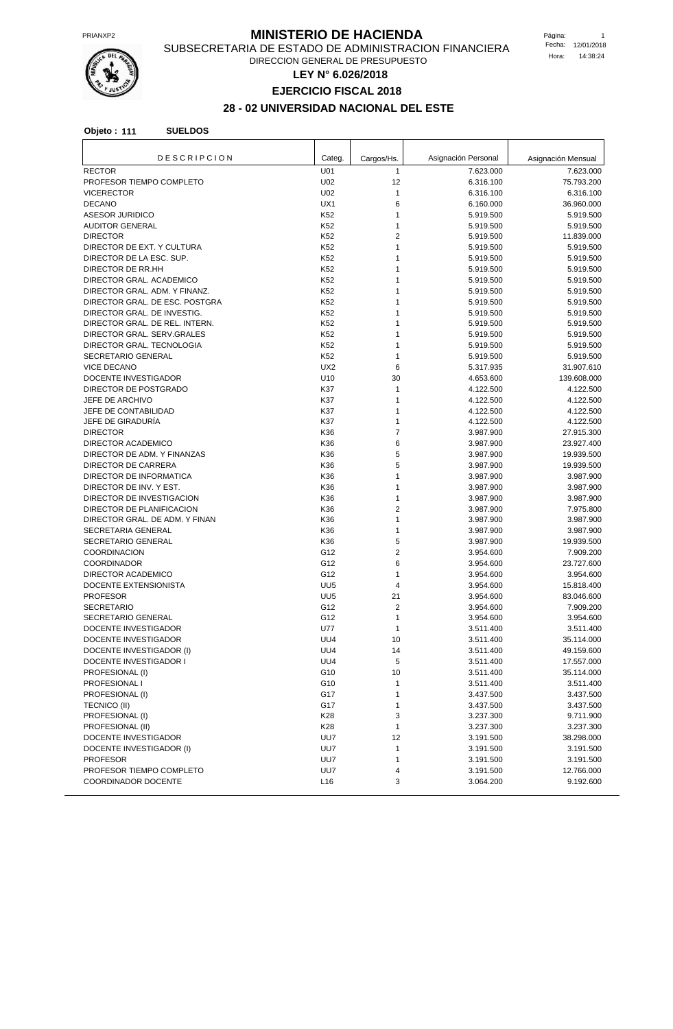# MINISTERIO DE HACIENDA

SUBSECRETARIA DE ESTADO DE ADMINISTRACION FINANCIERA

DIRECCION GENERAL DE PRESUPUESTO

**LEY N° 6.026/2018**

**EJERCICIO FISCAL 2018**

## 28 - 02 UNIVERSIDAD NACIONAL DEL ESTE

**Objeto : 111 SUELDOS**

| DESCRIPCION | Categ. | Cargos/Hs. | Asignación Personal | Asignación Mensual |
|---|---|---|---|---|
| RECTOR | U01 | 1 | 7.623.000 | 7.623.000 |
| PROFESOR TIEMPO COMPLETO | U02 | 12 | 6.316.100 | 75.793.200 |
| VICERECTOR | U02 | 1 | 6.316.100 | 6.316.100 |
| DECANO | UX1 | 6 | 6.160.000 | 36.960.000 |
| ASESOR JURIDICO | K52 | 1 | 5.919.500 | 5.919.500 |
| AUDITOR GENERAL | K52 | 1 | 5.919.500 | 5.919.500 |
| DIRECTOR | K52 | 2 | 5.919.500 | 11.839.000 |
| DIRECTOR DE EXT. Y CULTURA | K52 | 1 | 5.919.500 | 5.919.500 |
| DIRECTOR DE LA ESC. SUP. | K52 | 1 | 5.919.500 | 5.919.500 |
| DIRECTOR DE RR.HH | K52 | 1 | 5.919.500 | 5.919.500 |
| DIRECTOR GRAL. ACADEMICO | K52 | 1 | 5.919.500 | 5.919.500 |
| DIRECTOR GRAL. ADM. Y FINANZ. | K52 | 1 | 5.919.500 | 5.919.500 |
| DIRECTOR GRAL. DE ESC. POSTGRA | K52 | 1 | 5.919.500 | 5.919.500 |
| DIRECTOR GRAL. DE INVESTIG. | K52 | 1 | 5.919.500 | 5.919.500 |
| DIRECTOR GRAL. DE REL. INTERN. | K52 | 1 | 5.919.500 | 5.919.500 |
| DIRECTOR GRAL. SERV.GRALES | K52 | 1 | 5.919.500 | 5.919.500 |
| DIRECTOR GRAL. TECNOLOGIA | K52 | 1 | 5.919.500 | 5.919.500 |
| SECRETARIO GENERAL | K52 | 1 | 5.919.500 | 5.919.500 |
| VICE DECANO | UX2 | 6 | 5.317.935 | 31.907.610 |
| DOCENTE INVESTIGADOR | U10 | 30 | 4.653.600 | 139.608.000 |
| DIRECTOR DE POSTGRADO | K37 | 1 | 4.122.500 | 4.122.500 |
| JEFE DE ARCHIVO | K37 | 1 | 4.122.500 | 4.122.500 |
| JEFE DE CONTABILIDAD | K37 | 1 | 4.122.500 | 4.122.500 |
| JEFE DE GIRADURÍA | K37 | 1 | 4.122.500 | 4.122.500 |
| DIRECTOR | K36 | 7 | 3.987.900 | 27.915.300 |
| DIRECTOR ACADEMICO | K36 | 6 | 3.987.900 | 23.927.400 |
| DIRECTOR DE ADM. Y FINANZAS | K36 | 5 | 3.987.900 | 19.939.500 |
| DIRECTOR DE CARRERA | K36 | 5 | 3.987.900 | 19.939.500 |
| DIRECTOR DE INFORMATICA | K36 | 1 | 3.987.900 | 3.987.900 |
| DIRECTOR DE INV. Y EST. | K36 | 1 | 3.987.900 | 3.987.900 |
| DIRECTOR DE INVESTIGACION | K36 | 1 | 3.987.900 | 3.987.900 |
| DIRECTOR DE PLANIFICACION | K36 | 2 | 3.987.900 | 7.975.800 |
| DIRECTOR GRAL. DE ADM. Y FINAN | K36 | 1 | 3.987.900 | 3.987.900 |
| SECRETARIA GENERAL | K36 | 1 | 3.987.900 | 3.987.900 |
| SECRETARIO GENERAL | K36 | 5 | 3.987.900 | 19.939.500 |
| COORDINACION | G12 | 2 | 3.954.600 | 7.909.200 |
| COORDINADOR | G12 | 6 | 3.954.600 | 23.727.600 |
| DIRECTOR ACADEMICO | G12 | 1 | 3.954.600 | 3.954.600 |
| DOCENTE EXTENSIONISTA | UU5 | 4 | 3.954.600 | 15.818.400 |
| PROFESOR | UU5 | 21 | 3.954.600 | 83.046.600 |
| SECRETARIO | G12 | 2 | 3.954.600 | 7.909.200 |
| SECRETARIO GENERAL | G12 | 1 | 3.954.600 | 3.954.600 |
| DOCENTE INVESTIGADOR | U77 | 1 | 3.511.400 | 3.511.400 |
| DOCENTE INVESTIGADOR | UU4 | 10 | 3.511.400 | 35.114.000 |
| DOCENTE INVESTIGADOR (I) | UU4 | 14 | 3.511.400 | 49.159.600 |
| DOCENTE INVESTIGADOR I | UU4 | 5 | 3.511.400 | 17.557.000 |
| PROFESIONAL (I) | G10 | 10 | 3.511.400 | 35.114.000 |
| PROFESIONAL I | G10 | 1 | 3.511.400 | 3.511.400 |
| PROFESIONAL (I) | G17 | 1 | 3.437.500 | 3.437.500 |
| TECNICO (II) | G17 | 1 | 3.437.500 | 3.437.500 |
| PROFESIONAL (I) | K28 | 3 | 3.237.300 | 9.711.900 |
| PROFESIONAL (II) | K28 | 1 | 3.237.300 | 3.237.300 |
| DOCENTE INVESTIGADOR | UU7 | 12 | 3.191.500 | 38.298.000 |
| DOCENTE INVESTIGADOR (I) | UU7 | 1 | 3.191.500 | 3.191.500 |
| PROFESOR | UU7 | 1 | 3.191.500 | 3.191.500 |
| PROFESOR TIEMPO COMPLETO | UU7 | 4 | 3.191.500 | 12.766.000 |
| COORDINADOR DOCENTE | L16 | 3 | 3.064.200 | 9.192.600 |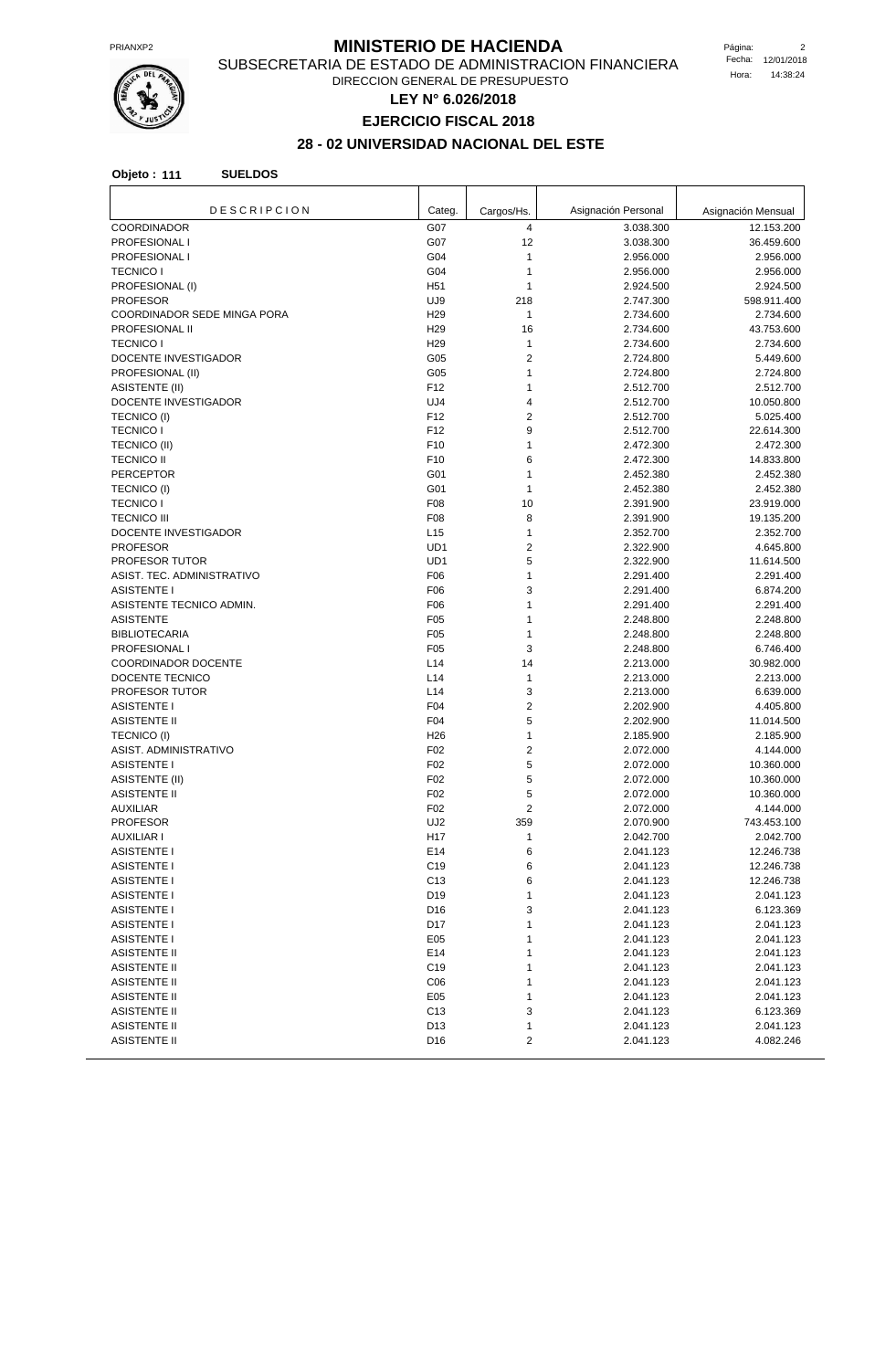# MINISTERIO DE HACIENDA

SUBSECRETARIA DE ESTADO DE ADMINISTRACION FINANCIERA

DIRECCION GENERAL DE PRESUPUESTO

## LEY N° 6.026/2018

## EJERCICIO FISCAL 2018

## 28 - 02 UNIVERSIDAD NACIONAL DEL ESTE

**Objeto : 111 SUELDOS**

| DESCRIPCION | Categ. | Cargos/Hs. | Asignación Personal | Asignación Mensual |
|---|---|---|---|---|
| COORDINADOR | G07 | 4 | 3.038.300 | 12.153.200 |
| PROFESIONAL I | G07 | 12 | 3.038.300 | 36.459.600 |
| PROFESIONAL I | G04 | 1 | 2.956.000 | 2.956.000 |
| TECNICO I | G04 | 1 | 2.956.000 | 2.956.000 |
| PROFESIONAL (I) | H51 | 1 | 2.924.500 | 2.924.500 |
| PROFESOR | UJ9 | 218 | 2.747.300 | 598.911.400 |
| COORDINADOR SEDE MINGA PORA | H29 | 1 | 2.734.600 | 2.734.600 |
| PROFESIONAL II | H29 | 16 | 2.734.600 | 43.753.600 |
| TECNICO I | H29 | 1 | 2.734.600 | 2.734.600 |
| DOCENTE INVESTIGADOR | G05 | 2 | 2.724.800 | 5.449.600 |
| PROFESIONAL (II) | G05 | 1 | 2.724.800 | 2.724.800 |
| ASISTENTE (II) | F12 | 1 | 2.512.700 | 2.512.700 |
| DOCENTE INVESTIGADOR | UJ4 | 4 | 2.512.700 | 10.050.800 |
| TECNICO (I) | F12 | 2 | 2.512.700 | 5.025.400 |
| TECNICO I | F12 | 9 | 2.512.700 | 22.614.300 |
| TECNICO (II) | F10 | 1 | 2.472.300 | 2.472.300 |
| TECNICO II | F10 | 6 | 2.472.300 | 14.833.800 |
| PERCEPTOR | G01 | 1 | 2.452.380 | 2.452.380 |
| TECNICO (I) | G01 | 1 | 2.452.380 | 2.452.380 |
| TECNICO I | F08 | 10 | 2.391.900 | 23.919.000 |
| TECNICO III | F08 | 8 | 2.391.900 | 19.135.200 |
| DOCENTE INVESTIGADOR | L15 | 1 | 2.352.700 | 2.352.700 |
| PROFESOR | UD1 | 2 | 2.322.900 | 4.645.800 |
| PROFESOR TUTOR | UD1 | 5 | 2.322.900 | 11.614.500 |
| ASIST. TEC. ADMINISTRATIVO | F06 | 1 | 2.291.400 | 2.291.400 |
| ASISTENTE I | F06 | 3 | 2.291.400 | 6.874.200 |
| ASISTENTE TECNICO ADMIN. | F06 | 1 | 2.291.400 | 2.291.400 |
| ASISTENTE | F05 | 1 | 2.248.800 | 2.248.800 |
| BIBLIOTECARIA | F05 | 1 | 2.248.800 | 2.248.800 |
| PROFESIONAL I | F05 | 3 | 2.248.800 | 6.746.400 |
| COORDINADOR DOCENTE | L14 | 14 | 2.213.000 | 30.982.000 |
| DOCENTE TECNICO | L14 | 1 | 2.213.000 | 2.213.000 |
| PROFESOR TUTOR | L14 | 3 | 2.213.000 | 6.639.000 |
| ASISTENTE I | F04 | 2 | 2.202.900 | 4.405.800 |
| ASISTENTE II | F04 | 5 | 2.202.900 | 11.014.500 |
| TECNICO (I) | H26 | 1 | 2.185.900 | 2.185.900 |
| ASIST. ADMINISTRATIVO | F02 | 2 | 2.072.000 | 4.144.000 |
| ASISTENTE I | F02 | 5 | 2.072.000 | 10.360.000 |
| ASISTENTE (II) | F02 | 5 | 2.072.000 | 10.360.000 |
| ASISTENTE II | F02 | 5 | 2.072.000 | 10.360.000 |
| AUXILIAR | F02 | 2 | 2.072.000 | 4.144.000 |
| PROFESOR | UJ2 | 359 | 2.070.900 | 743.453.100 |
| AUXILIAR I | H17 | 1 | 2.042.700 | 2.042.700 |
| ASISTENTE I | E14 | 6 | 2.041.123 | 12.246.738 |
| ASISTENTE I | C19 | 6 | 2.041.123 | 12.246.738 |
| ASISTENTE I | C13 | 6 | 2.041.123 | 12.246.738 |
| ASISTENTE I | D19 | 1 | 2.041.123 | 2.041.123 |
| ASISTENTE I | D16 | 3 | 2.041.123 | 6.123.369 |
| ASISTENTE I | D17 | 1 | 2.041.123 | 2.041.123 |
| ASISTENTE I | E05 | 1 | 2.041.123 | 2.041.123 |
| ASISTENTE II | E14 | 1 | 2.041.123 | 2.041.123 |
| ASISTENTE II | C19 | 1 | 2.041.123 | 2.041.123 |
| ASISTENTE II | C06 | 1 | 2.041.123 | 2.041.123 |
| ASISTENTE II | E05 | 1 | 2.041.123 | 2.041.123 |
| ASISTENTE II | C13 | 3 | 2.041.123 | 6.123.369 |
| ASISTENTE II | D13 | 1 | 2.041.123 | 2.041.123 |
| ASISTENTE II | D16 | 2 | 2.041.123 | 4.082.246 |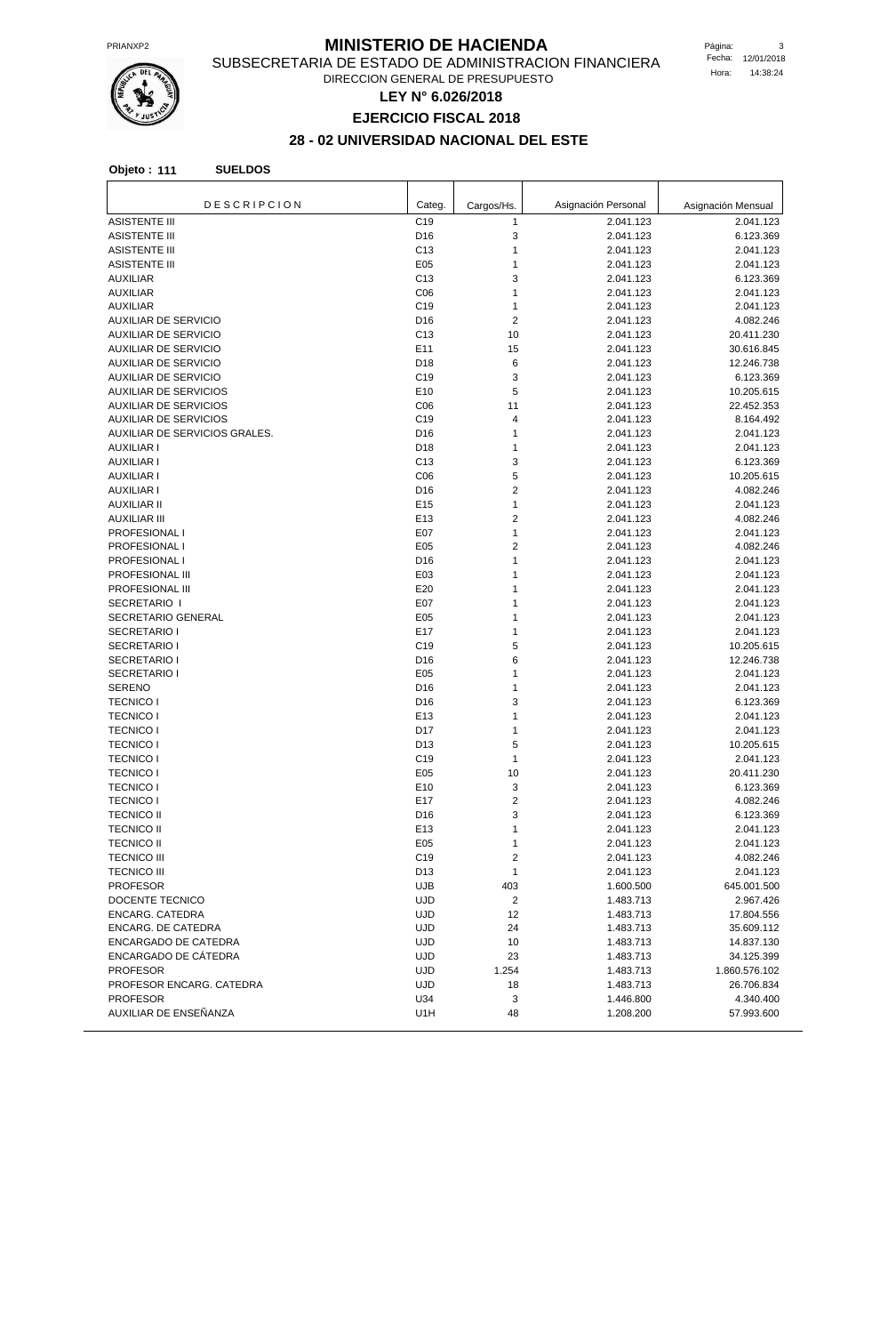# MINISTERIO DE HACIENDA

SUBSECRETARIA DE ESTADO DE ADMINISTRACION FINANCIERA

DIRECCION GENERAL DE PRESUPUESTO

**LEY N° 6.026/2018**

**EJERCICIO FISCAL 2018**

**28 - 02 UNIVERSIDAD NACIONAL DEL ESTE**

**Objeto : 111 SUELDOS**

| DESCRIPCION | Categ. | Cargos/Hs. | Asignación Personal | Asignación Mensual |
|---|---|---|---|---|
| ASISTENTE III | C19 | 1 | 2.041.123 | 2.041.123 |
| ASISTENTE III | D16 | 3 | 2.041.123 | 6.123.369 |
| ASISTENTE III | C13 | 1 | 2.041.123 | 2.041.123 |
| ASISTENTE III | E05 | 1 | 2.041.123 | 2.041.123 |
| AUXILIAR | C13 | 3 | 2.041.123 | 6.123.369 |
| AUXILIAR | C06 | 1 | 2.041.123 | 2.041.123 |
| AUXILIAR | C19 | 1 | 2.041.123 | 2.041.123 |
| AUXILIAR DE SERVICIO | D16 | 2 | 2.041.123 | 4.082.246 |
| AUXILIAR DE SERVICIO | C13 | 10 | 2.041.123 | 20.411.230 |
| AUXILIAR DE SERVICIO | E11 | 15 | 2.041.123 | 30.616.845 |
| AUXILIAR DE SERVICIO | D18 | 6 | 2.041.123 | 12.246.738 |
| AUXILIAR DE SERVICIO | C19 | 3 | 2.041.123 | 6.123.369 |
| AUXILIAR DE SERVICIOS | E10 | 5 | 2.041.123 | 10.205.615 |
| AUXILIAR DE SERVICIOS | C06 | 11 | 2.041.123 | 22.452.353 |
| AUXILIAR DE SERVICIOS | C19 | 4 | 2.041.123 | 8.164.492 |
| AUXILIAR DE SERVICIOS GRALES. | D16 | 1 | 2.041.123 | 2.041.123 |
| AUXILIAR I | D18 | 1 | 2.041.123 | 2.041.123 |
| AUXILIAR I | C13 | 3 | 2.041.123 | 6.123.369 |
| AUXILIAR I | C06 | 5 | 2.041.123 | 10.205.615 |
| AUXILIAR I | D16 | 2 | 2.041.123 | 4.082.246 |
| AUXILIAR II | E15 | 1 | 2.041.123 | 2.041.123 |
| AUXILIAR III | E13 | 2 | 2.041.123 | 4.082.246 |
| PROFESIONAL I | E07 | 1 | 2.041.123 | 2.041.123 |
| PROFESIONAL I | E05 | 2 | 2.041.123 | 4.082.246 |
| PROFESIONAL I | D16 | 1 | 2.041.123 | 2.041.123 |
| PROFESIONAL III | E03 | 1 | 2.041.123 | 2.041.123 |
| PROFESIONAL III | E20 | 1 | 2.041.123 | 2.041.123 |
| SECRETARIO I | E07 | 1 | 2.041.123 | 2.041.123 |
| SECRETARIO GENERAL | E05 | 1 | 2.041.123 | 2.041.123 |
| SECRETARIO I | E17 | 1 | 2.041.123 | 2.041.123 |
| SECRETARIO I | C19 | 5 | 2.041.123 | 10.205.615 |
| SECRETARIO I | D16 | 6 | 2.041.123 | 12.246.738 |
| SECRETARIO I | E05 | 1 | 2.041.123 | 2.041.123 |
| SERENO | D16 | 1 | 2.041.123 | 2.041.123 |
| TECNICO I | D16 | 3 | 2.041.123 | 6.123.369 |
| TECNICO I | E13 | 1 | 2.041.123 | 2.041.123 |
| TECNICO I | D17 | 1 | 2.041.123 | 2.041.123 |
| TECNICO I | D13 | 5 | 2.041.123 | 10.205.615 |
| TECNICO I | C19 | 1 | 2.041.123 | 2.041.123 |
| TECNICO I | E05 | 10 | 2.041.123 | 20.411.230 |
| TECNICO I | E10 | 3 | 2.041.123 | 6.123.369 |
| TECNICO I | E17 | 2 | 2.041.123 | 4.082.246 |
| TECNICO II | D16 | 3 | 2.041.123 | 6.123.369 |
| TECNICO II | E13 | 1 | 2.041.123 | 2.041.123 |
| TECNICO II | E05 | 1 | 2.041.123 | 2.041.123 |
| TECNICO III | C19 | 2 | 2.041.123 | 4.082.246 |
| TECNICO III | D13 | 1 | 2.041.123 | 2.041.123 |
| PROFESOR | UJB | 403 | 1.600.500 | 645.001.500 |
| DOCENTE TECNICO | UJD | 2 | 1.483.713 | 2.967.426 |
| ENCARG. CATEDRA | UJD | 12 | 1.483.713 | 17.804.556 |
| ENCARG. DE CATEDRA | UJD | 24 | 1.483.713 | 35.609.112 |
| ENCARGADO DE CATEDRA | UJD | 10 | 1.483.713 | 14.837.130 |
| ENCARGADO DE CÁTEDRA | UJD | 23 | 1.483.713 | 34.125.399 |
| PROFESOR | UJD | 1.254 | 1.483.713 | 1.860.576.102 |
| PROFESOR ENCARG. CATEDRA | UJD | 18 | 1.483.713 | 26.706.834 |
| PROFESOR | U34 | 3 | 1.446.800 | 4.340.400 |
| AUXILIAR DE ENSEÑANZA | U1H | 48 | 1.208.200 | 57.993.600 |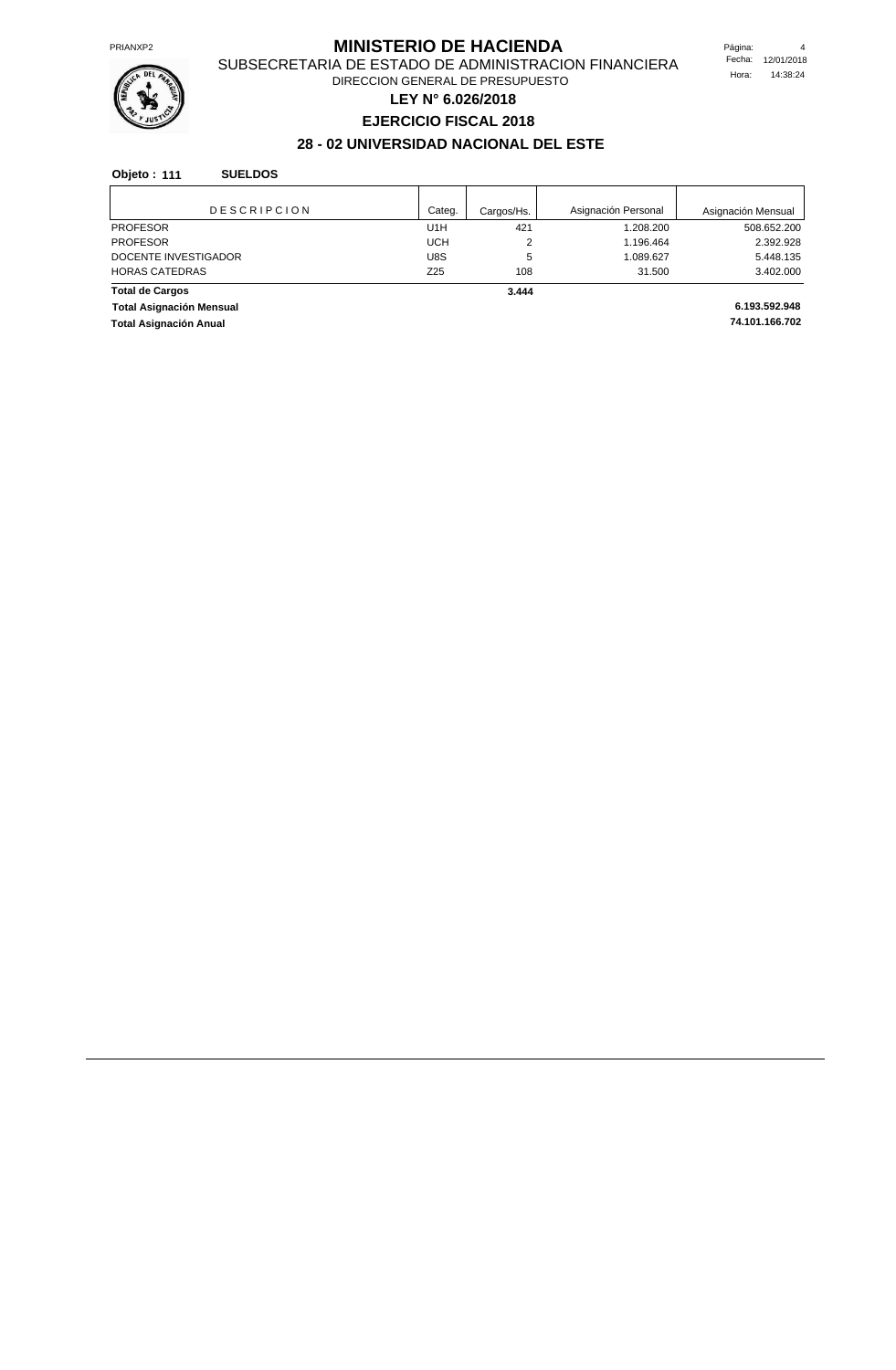# MINISTERIO DE HACIENDA

SUBSECRETARIA DE ESTADO DE ADMINISTRACION FINANCIERA

DIRECCION GENERAL DE PRESUPUESTO

**LEY N° 6.026/2018**

**EJERCICIO FISCAL 2018**

**28 - 02 UNIVERSIDAD NACIONAL DEL ESTE**

**Objeto : 111 SUELDOS**

| DESCRIPCION | Categ. | Cargos/Hs. | Asignación Personal | Asignación Mensual |
|---|---|---|---|---|
| PROFESOR | U1H | 421 | 1.208.200 | 508.652.200 |
| PROFESOR | UCH | 2 | 1.196.464 | 2.392.928 |
| DOCENTE INVESTIGADOR | U8S | 5 | 1.089.627 | 5.448.135 |
| HORAS CATEDRAS | Z25 | 108 | 31.500 | 3.402.000 |
| **Total de Cargos** | | **3.444** | | |
| **Total Asignación Mensual** | | | | **6.193.592.948** |
| **Total Asignación Anual** | | | | **74.101.166.702** |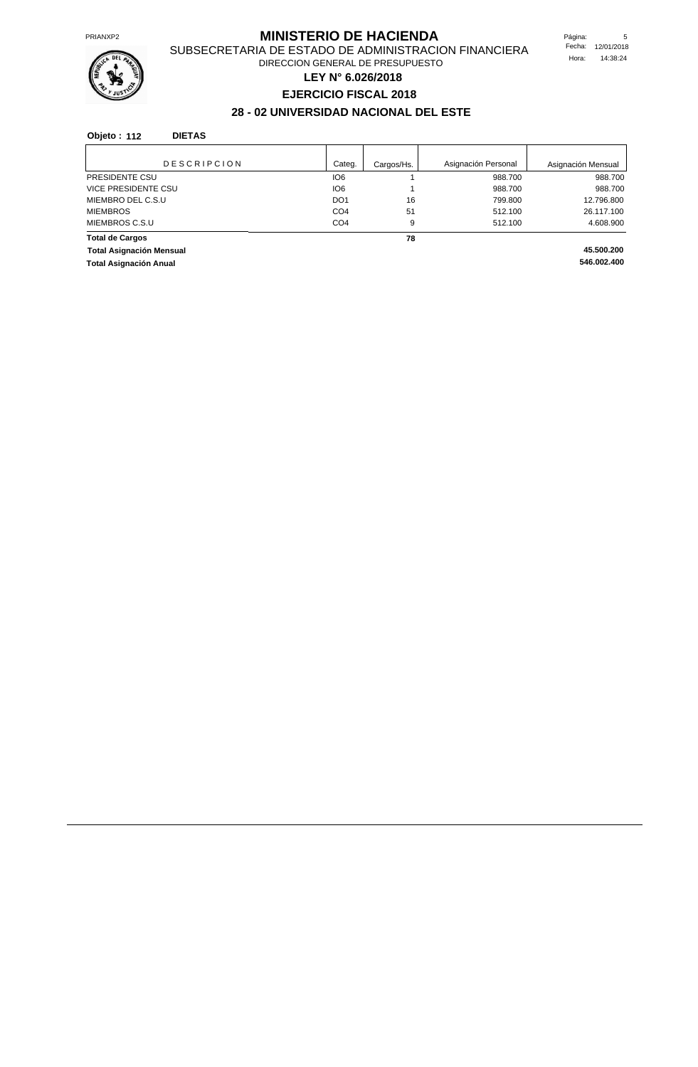# MINISTERIO DE HACIENDA

SUBSECRETARIA DE ESTADO DE ADMINISTRACION FINANCIERA

DIRECCION GENERAL DE PRESUPUESTO

**LEY N° 6.026/2018**

**EJERCICIO FISCAL 2018**

## 28 - 02 UNIVERSIDAD NACIONAL DEL ESTE

**Objeto : 112 DIETAS**

| DESCRIPCION | Categ. | Cargos/Hs. | Asignación Personal | Asignación Mensual |
|---|---|---|---|---|
| PRESIDENTE CSU | IO6 | 1 | 988.700 | 988.700 |
| VICE PRESIDENTE CSU | IO6 | 1 | 988.700 | 988.700 |
| MIEMBRO DEL C.S.U | DO1 | 16 | 799.800 | 12.796.800 |
| MIEMBROS | CO4 | 51 | 512.100 | 26.117.100 |
| MIEMBROS C.S.U | CO4 | 9 | 512.100 | 4.608.900 |
| **Total de Cargos** | | **78** | | |
| **Total Asignación Mensual** | | | | **45.500.200** |
| **Total Asignación Anual** | | | | **546.002.400** |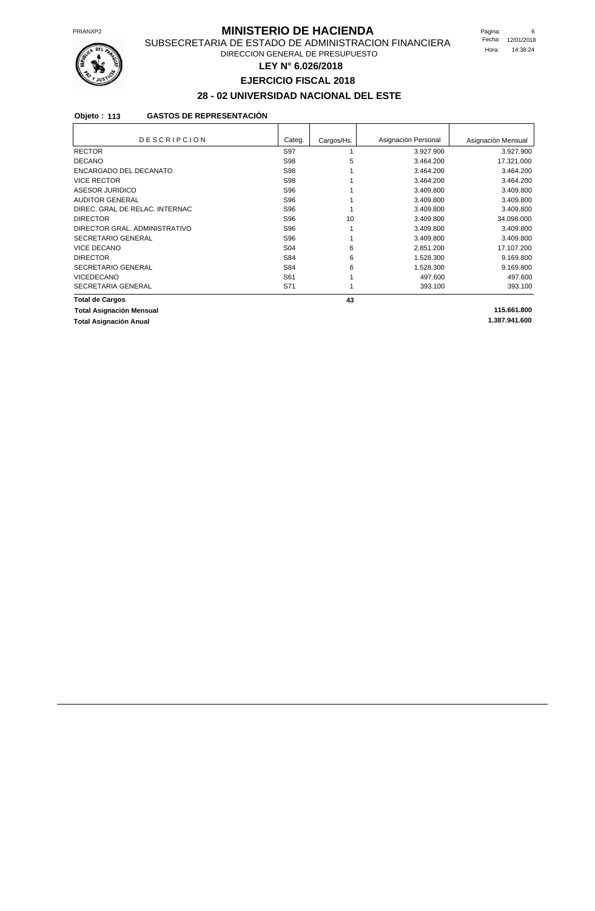# MINISTERIO DE HACIENDA

SUBSECRETARIA DE ESTADO DE ADMINISTRACION FINANCIERA

DIRECCION GENERAL DE PRESUPUESTO

## LEY N° 6.026/2018

## EJERCICIO FISCAL 2018

## 28 - 02 UNIVERSIDAD NACIONAL DEL ESTE

**Objeto : 113 GASTOS DE REPRESENTACIÓN**

| DESCRIPCION | Categ. | Cargos/Hs. | Asignación Personal | Asignación Mensual |
|---|---|---|---|---|
| RECTOR | S97 | 1 | 3.927.900 | 3.927.900 |
| DECANO | S98 | 5 | 3.464.200 | 17.321.000 |
| ENCARGADO DEL DECANATO | S98 | 1 | 3.464.200 | 3.464.200 |
| VICE RECTOR | S98 | 1 | 3.464.200 | 3.464.200 |
| ASESOR JURIDICO | S96 | 1 | 3.409.800 | 3.409.800 |
| AUDITOR GENERAL | S96 | 1 | 3.409.800 | 3.409.800 |
| DIREC. GRAL DE RELAC. INTERNAC | S96 | 1 | 3.409.800 | 3.409.800 |
| DIRECTOR | S96 | 10 | 3.409.800 | 34.098.000 |
| DIRECTOR GRAL. ADMINISTRATIVO | S96 | 1 | 3.409.800 | 3.409.800 |
| SECRETARIO GENERAL | S96 | 1 | 3.409.800 | 3.409.800 |
| VICE DECANO | S04 | 6 | 2.851.200 | 17.107.200 |
| DIRECTOR | S84 | 6 | 1.528.300 | 9.169.800 |
| SECRETARIO GENERAL | S84 | 6 | 1.528.300 | 9.169.800 |
| VICEDECANO | S61 | 1 | 497.600 | 497.600 |
| SECRETARIA GENERAL | S71 | 1 | 393.100 | 393.100 |
| **Total de Cargos** | | **43** | | |
| **Total Asignación Mensual** | | | | **115.661.800** |
| **Total Asignación Anual** | | | | **1.387.941.600** |